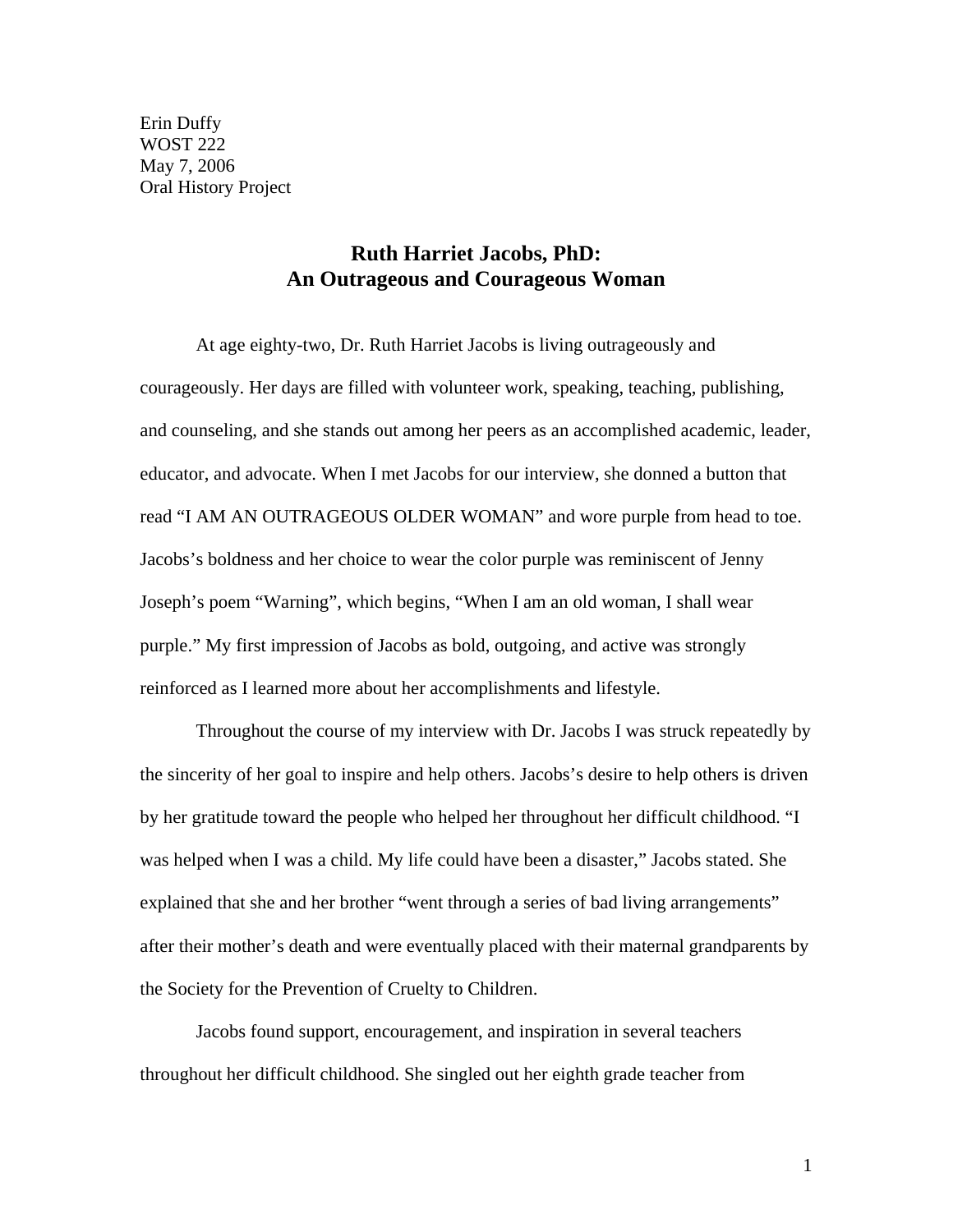Erin Duffy
WOST 222
May 7, 2006
Oral History Project

# Ruth Harriet Jacobs, PhD: An Outrageous and Courageous Woman

At age eighty-two, Dr. Ruth Harriet Jacobs is living outrageously and courageously. Her days are filled with volunteer work, speaking, teaching, publishing, and counseling, and she stands out among her peers as an accomplished academic, leader, educator, and advocate. When I met Jacobs for our interview, she donned a button that read "I AM AN OUTRAGEOUS OLDER WOMAN" and wore purple from head to toe. Jacobs's boldness and her choice to wear the color purple was reminiscent of Jenny Joseph's poem "Warning", which begins, "When I am an old woman, I shall wear purple." My first impression of Jacobs as bold, outgoing, and active was strongly reinforced as I learned more about her accomplishments and lifestyle.

Throughout the course of my interview with Dr. Jacobs I was struck repeatedly by the sincerity of her goal to inspire and help others. Jacobs's desire to help others is driven by her gratitude toward the people who helped her throughout her difficult childhood. "I was helped when I was a child. My life could have been a disaster," Jacobs stated. She explained that she and her brother "went through a series of bad living arrangements" after their mother's death and were eventually placed with their maternal grandparents by the Society for the Prevention of Cruelty to Children.

Jacobs found support, encouragement, and inspiration in several teachers throughout her difficult childhood. She singled out her eighth grade teacher from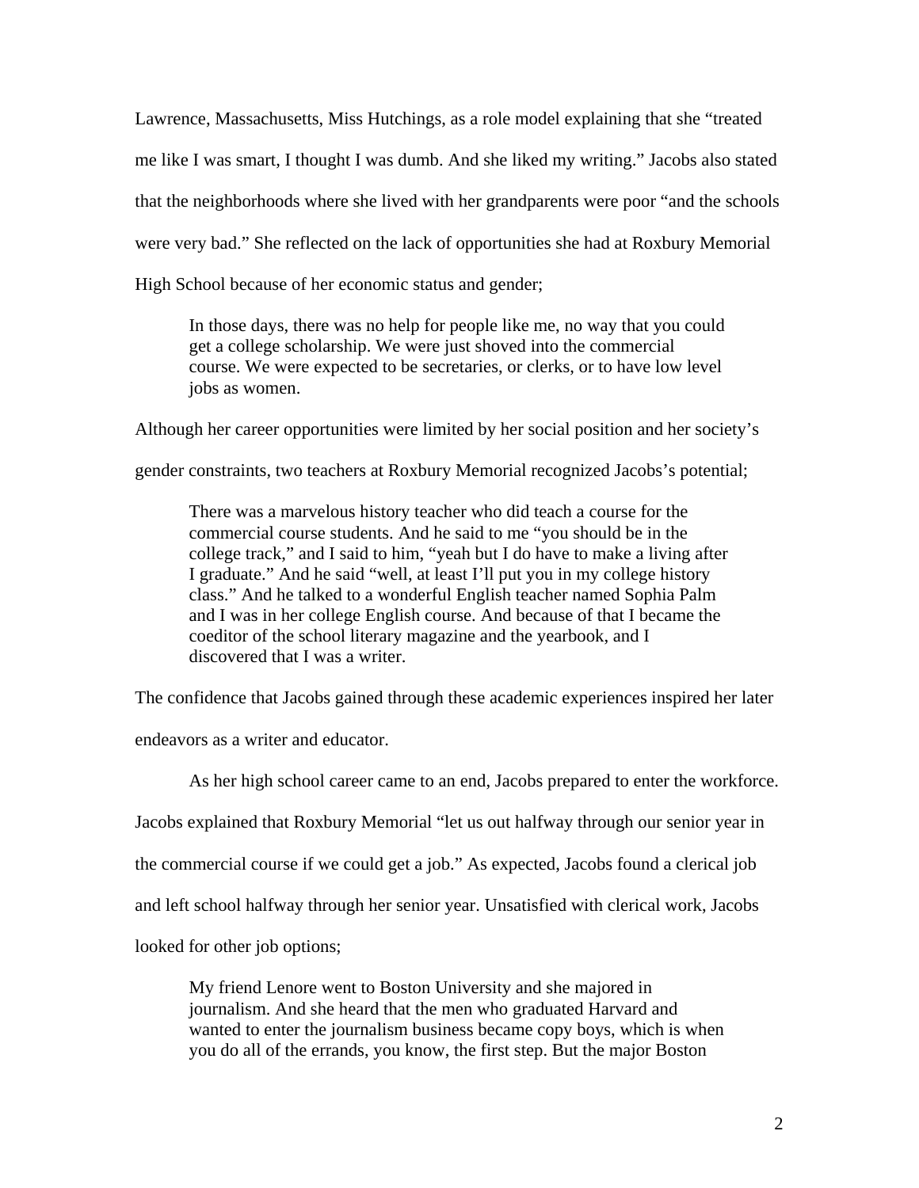Lawrence, Massachusetts, Miss Hutchings, as a role model explaining that she "treated me like I was smart, I thought I was dumb. And she liked my writing." Jacobs also stated that the neighborhoods where she lived with her grandparents were poor "and the schools were very bad." She reflected on the lack of opportunities she had at Roxbury Memorial High School because of her economic status and gender;

> In those days, there was no help for people like me, no way that you could get a college scholarship. We were just shoved into the commercial course. We were expected to be secretaries, or clerks, or to have low level jobs as women.

Although her career opportunities were limited by her social position and her society's gender constraints, two teachers at Roxbury Memorial recognized Jacobs's potential;

> There was a marvelous history teacher who did teach a course for the commercial course students. And he said to me "you should be in the college track," and I said to him, "yeah but I do have to make a living after I graduate." And he said "well, at least I'll put you in my college history class." And he talked to a wonderful English teacher named Sophia Palm and I was in her college English course. And because of that I became the coeditor of the school literary magazine and the yearbook, and I discovered that I was a writer.

The confidence that Jacobs gained through these academic experiences inspired her later endeavors as a writer and educator.

As her high school career came to an end, Jacobs prepared to enter the workforce. Jacobs explained that Roxbury Memorial "let us out halfway through our senior year in the commercial course if we could get a job." As expected, Jacobs found a clerical job and left school halfway through her senior year. Unsatisfied with clerical work, Jacobs looked for other job options;

> My friend Lenore went to Boston University and she majored in journalism. And she heard that the men who graduated Harvard and wanted to enter the journalism business became copy boys, which is when you do all of the errands, you know, the first step. But the major Boston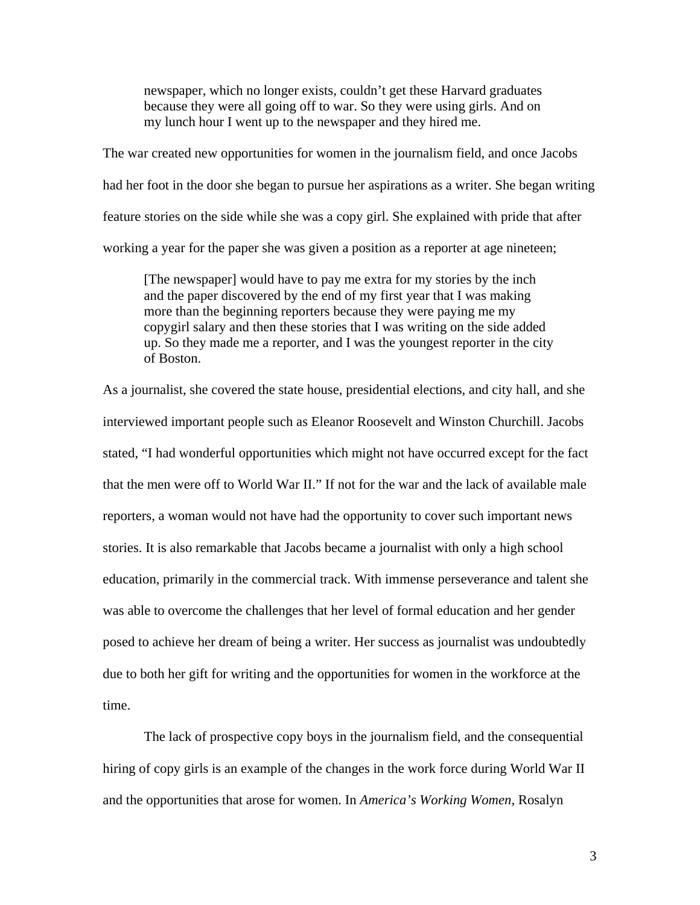> newspaper, which no longer exists, couldn't get these Harvard graduates because they were all going off to war. So they were using girls. And on my lunch hour I went up to the newspaper and they hired me.

The war created new opportunities for women in the journalism field, and once Jacobs had her foot in the door she began to pursue her aspirations as a writer. She began writing feature stories on the side while she was a copy girl. She explained with pride that after working a year for the paper she was given a position as a reporter at age nineteen;

> [The newspaper] would have to pay me extra for my stories by the inch and the paper discovered by the end of my first year that I was making more than the beginning reporters because they were paying me my copygirl salary and then these stories that I was writing on the side added up. So they made me a reporter, and I was the youngest reporter in the city of Boston.

As a journalist, she covered the state house, presidential elections, and city hall, and she interviewed important people such as Eleanor Roosevelt and Winston Churchill. Jacobs stated, "I had wonderful opportunities which might not have occurred except for the fact that the men were off to World War II." If not for the war and the lack of available male reporters, a woman would not have had the opportunity to cover such important news stories. It is also remarkable that Jacobs became a journalist with only a high school education, primarily in the commercial track. With immense perseverance and talent she was able to overcome the challenges that her level of formal education and her gender posed to achieve her dream of being a writer. Her success as journalist was undoubtedly due to both her gift for writing and the opportunities for women in the workforce at the time.

The lack of prospective copy boys in the journalism field, and the consequential hiring of copy girls is an example of the changes in the work force during World War II and the opportunities that arose for women. In *America's Working Women*, Rosalyn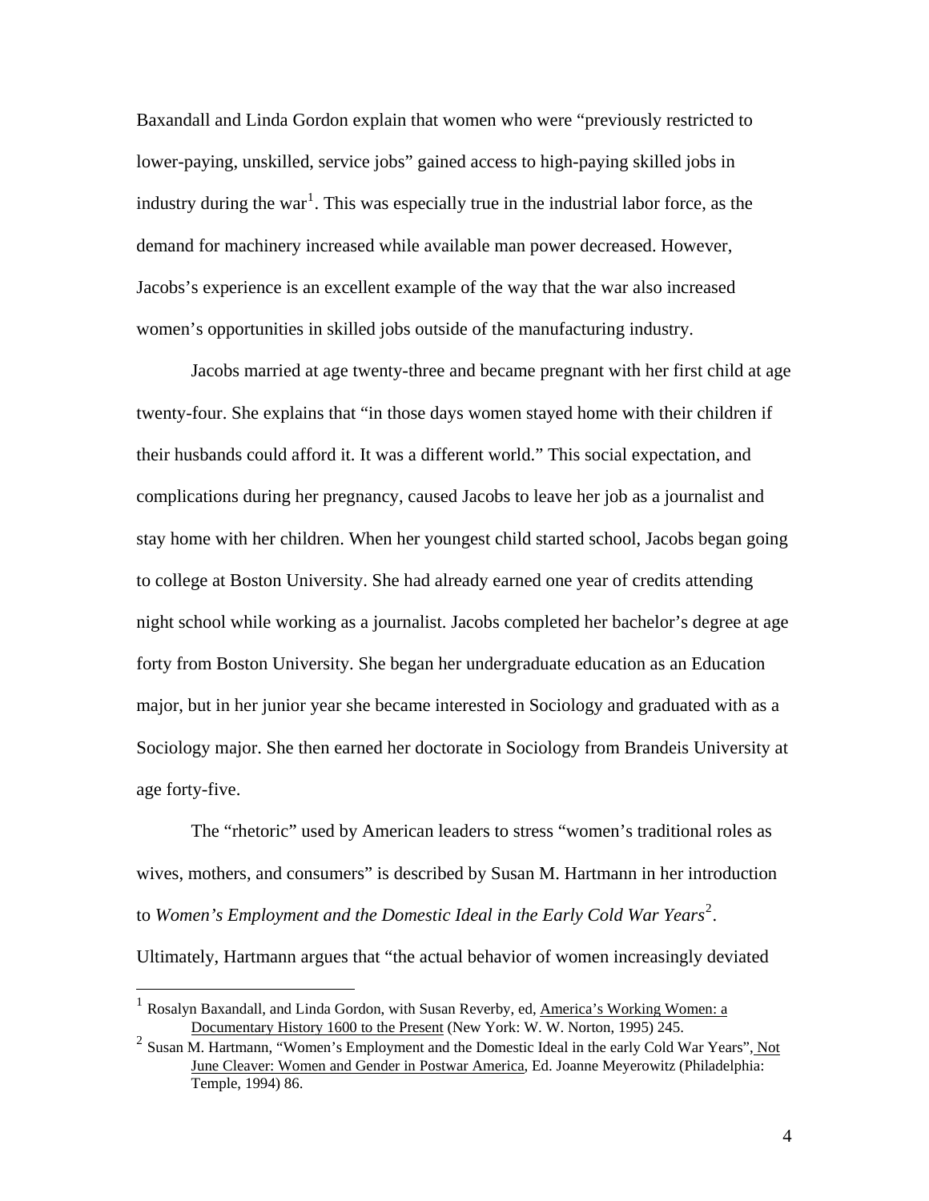Baxandall and Linda Gordon explain that women who were "previously restricted to lower-paying, unskilled, service jobs" gained access to high-paying skilled jobs in industry during the war[1]. This was especially true in the industrial labor force, as the demand for machinery increased while available man power decreased. However, Jacobs's experience is an excellent example of the way that the war also increased women's opportunities in skilled jobs outside of the manufacturing industry.

Jacobs married at age twenty-three and became pregnant with her first child at age twenty-four. She explains that "in those days women stayed home with their children if their husbands could afford it. It was a different world." This social expectation, and complications during her pregnancy, caused Jacobs to leave her job as a journalist and stay home with her children. When her youngest child started school, Jacobs began going to college at Boston University. She had already earned one year of credits attending night school while working as a journalist. Jacobs completed her bachelor's degree at age forty from Boston University. She began her undergraduate education as an Education major, but in her junior year she became interested in Sociology and graduated with as a Sociology major. She then earned her doctorate in Sociology from Brandeis University at age forty-five.

The "rhetoric" used by American leaders to stress "women's traditional roles as wives, mothers, and consumers" is described by Susan M. Hartmann in her introduction to *Women's Employment and the Domestic Ideal in the Early Cold War Years*[2]. Ultimately, Hartmann argues that "the actual behavior of women increasingly deviated

---

[1] Rosalyn Baxandall, and Linda Gordon, with Susan Reverby, ed, America's Working Women: a Documentary History 1600 to the Present (New York: W. W. Norton, 1995) 245.

[2] Susan M. Hartmann, "Women's Employment and the Domestic Ideal in the early Cold War Years", Not June Cleaver: Women and Gender in Postwar America, Ed. Joanne Meyerowitz (Philadelphia: Temple, 1994) 86.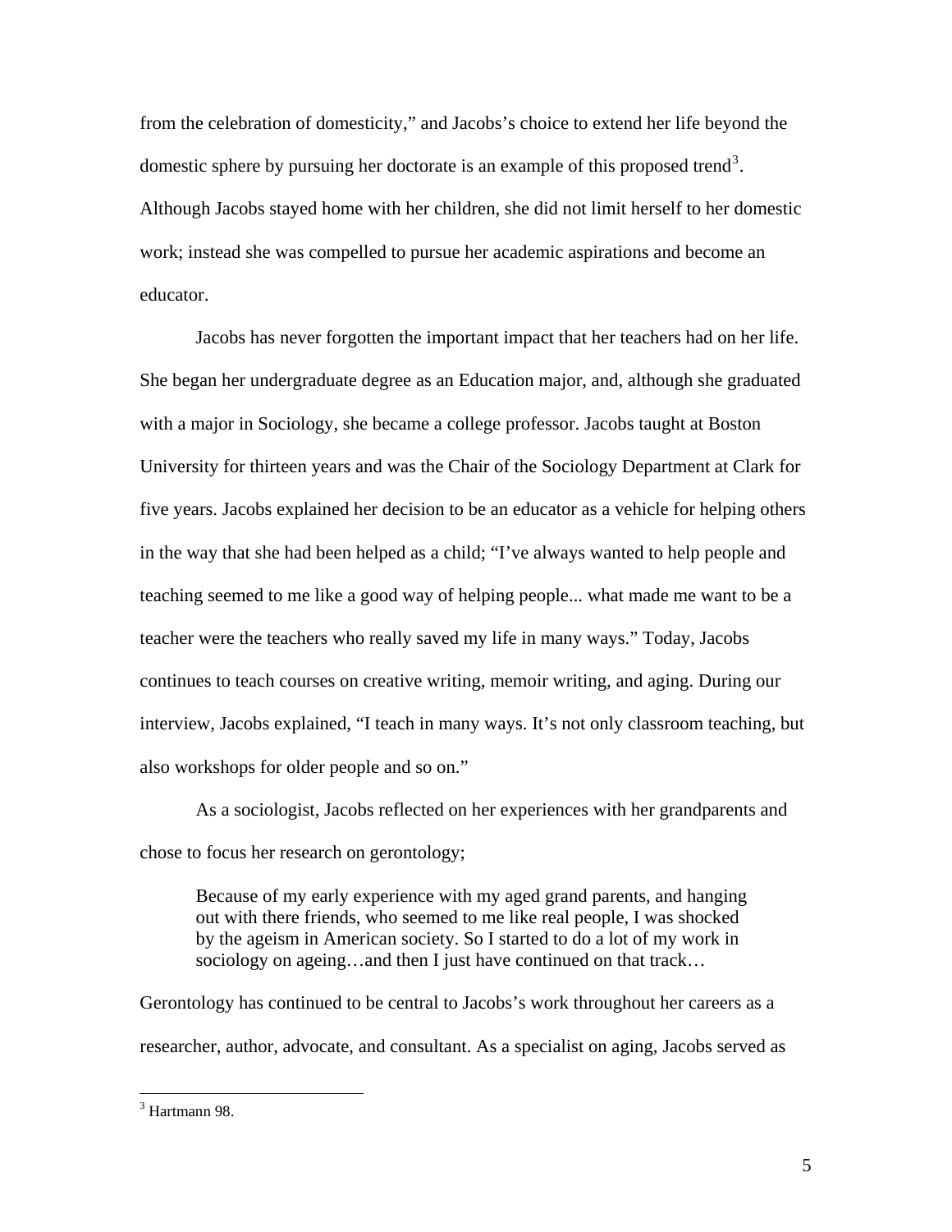from the celebration of domesticity," and Jacobs's choice to extend her life beyond the domestic sphere by pursuing her doctorate is an example of this proposed trend[3]. Although Jacobs stayed home with her children, she did not limit herself to her domestic work; instead she was compelled to pursue her academic aspirations and become an educator.

Jacobs has never forgotten the important impact that her teachers had on her life. She began her undergraduate degree as an Education major, and, although she graduated with a major in Sociology, she became a college professor. Jacobs taught at Boston University for thirteen years and was the Chair of the Sociology Department at Clark for five years. Jacobs explained her decision to be an educator as a vehicle for helping others in the way that she had been helped as a child; "I've always wanted to help people and teaching seemed to me like a good way of helping people... what made me want to be a teacher were the teachers who really saved my life in many ways." Today, Jacobs continues to teach courses on creative writing, memoir writing, and aging. During our interview, Jacobs explained, "I teach in many ways. It's not only classroom teaching, but also workshops for older people and so on."

As a sociologist, Jacobs reflected on her experiences with her grandparents and chose to focus her research on gerontology;

> Because of my early experience with my aged grand parents, and hanging out with there friends, who seemed to me like real people, I was shocked by the ageism in American society. So I started to do a lot of my work in sociology on ageing…and then I just have continued on that track…

Gerontology has continued to be central to Jacobs's work throughout her careers as a researcher, author, advocate, and consultant. As a specialist on aging, Jacobs served as

[3] Hartmann 98.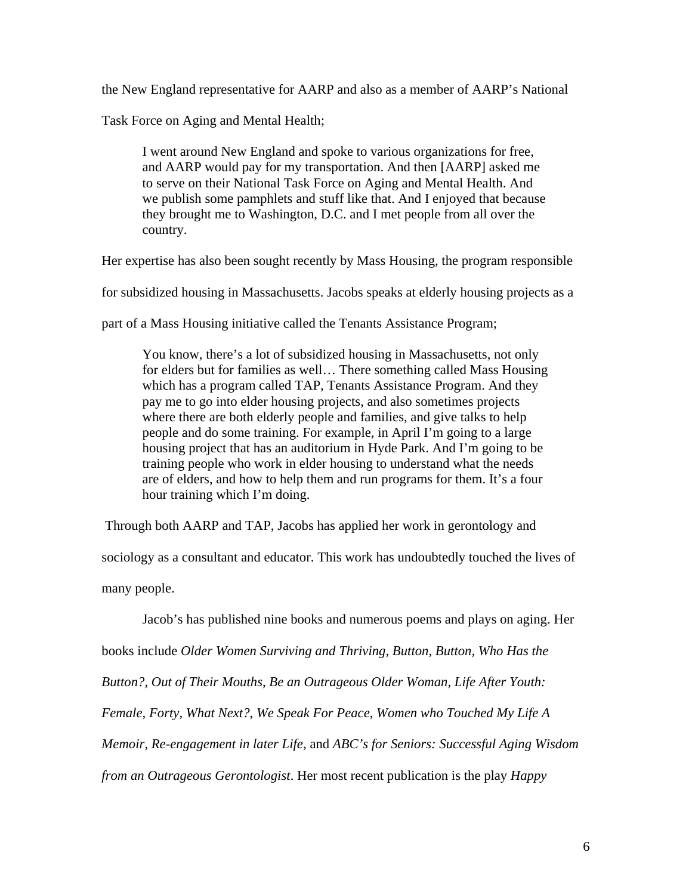the New England representative for AARP and also as a member of AARP's National Task Force on Aging and Mental Health;

> I went around New England and spoke to various organizations for free, and AARP would pay for my transportation. And then [AARP] asked me to serve on their National Task Force on Aging and Mental Health. And we publish some pamphlets and stuff like that. And I enjoyed that because they brought me to Washington, D.C. and I met people from all over the country.

Her expertise has also been sought recently by Mass Housing, the program responsible for subsidized housing in Massachusetts. Jacobs speaks at elderly housing projects as a part of a Mass Housing initiative called the Tenants Assistance Program;

> You know, there's a lot of subsidized housing in Massachusetts, not only for elders but for families as well… There something called Mass Housing which has a program called TAP, Tenants Assistance Program. And they pay me to go into elder housing projects, and also sometimes projects where there are both elderly people and families, and give talks to help people and do some training. For example, in April I'm going to a large housing project that has an auditorium in Hyde Park. And I'm going to be training people who work in elder housing to understand what the needs are of elders, and how to help them and run programs for them. It's a four hour training which I'm doing.

Through both AARP and TAP, Jacobs has applied her work in gerontology and sociology as a consultant and educator. This work has undoubtedly touched the lives of many people.

Jacob's has published nine books and numerous poems and plays on aging. Her books include *Older Women Surviving and Thriving*, *Button, Button, Who Has the Button?*, *Out of Their Mouths*, *Be an Outrageous Older Woman*, *Life After Youth: Female, Forty, What Next?*, *We Speak For Peace*, *Women who Touched My Life A Memoir*, *Re-engagement in later Life*, and *ABC's for Seniors: Successful Aging Wisdom from an Outrageous Gerontologist*. Her most recent publication is the play *Happy*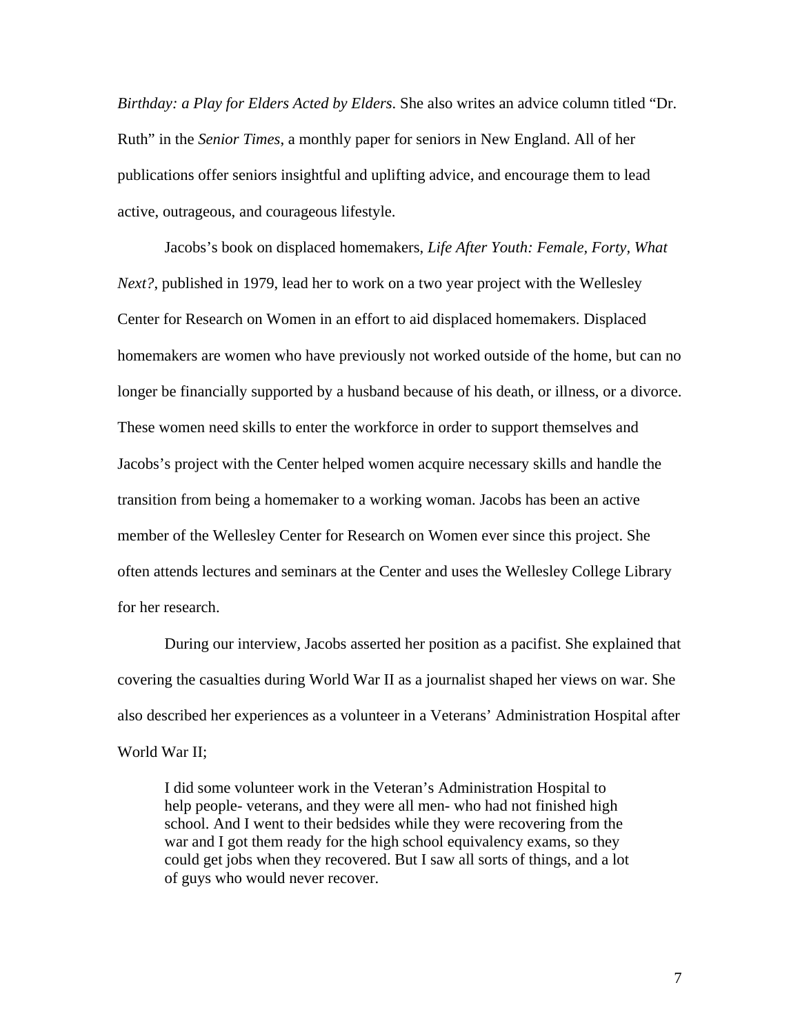*Birthday: a Play for Elders Acted by Elders*. She also writes an advice column titled "Dr. Ruth" in the *Senior Times*, a monthly paper for seniors in New England. All of her publications offer seniors insightful and uplifting advice, and encourage them to lead active, outrageous, and courageous lifestyle.

Jacobs's book on displaced homemakers, *Life After Youth: Female, Forty, What Next?*, published in 1979, lead her to work on a two year project with the Wellesley Center for Research on Women in an effort to aid displaced homemakers. Displaced homemakers are women who have previously not worked outside of the home, but can no longer be financially supported by a husband because of his death, or illness, or a divorce. These women need skills to enter the workforce in order to support themselves and Jacobs's project with the Center helped women acquire necessary skills and handle the transition from being a homemaker to a working woman. Jacobs has been an active member of the Wellesley Center for Research on Women ever since this project. She often attends lectures and seminars at the Center and uses the Wellesley College Library for her research.

During our interview, Jacobs asserted her position as a pacifist. She explained that covering the casualties during World War II as a journalist shaped her views on war. She also described her experiences as a volunteer in a Veterans' Administration Hospital after World War II;

> I did some volunteer work in the Veteran's Administration Hospital to help people- veterans, and they were all men- who had not finished high school. And I went to their bedsides while they were recovering from the war and I got them ready for the high school equivalency exams, so they could get jobs when they recovered. But I saw all sorts of things, and a lot of guys who would never recover.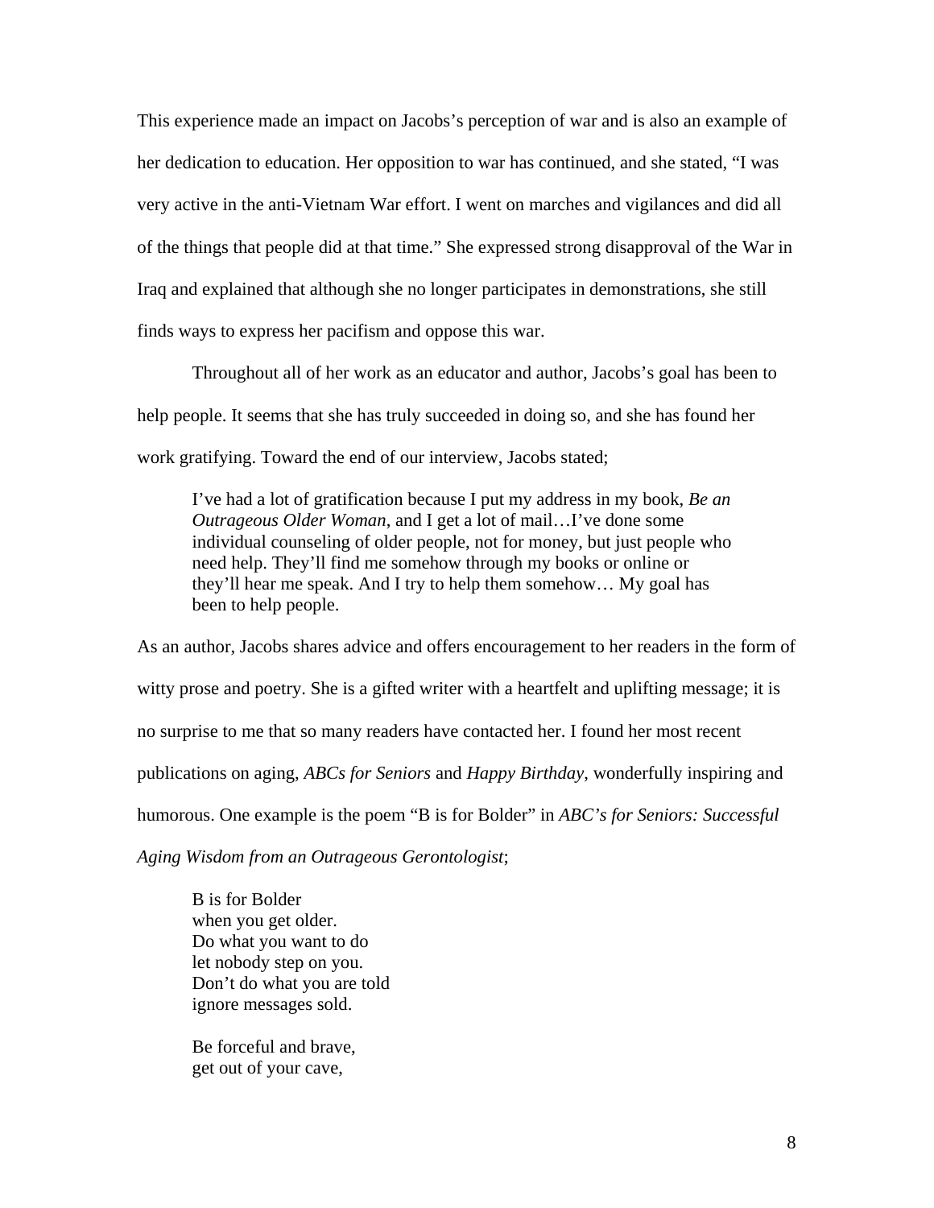This experience made an impact on Jacobs's perception of war and is also an example of her dedication to education. Her opposition to war has continued, and she stated, "I was very active in the anti-Vietnam War effort. I went on marches and vigilances and did all of the things that people did at that time." She expressed strong disapproval of the War in Iraq and explained that although she no longer participates in demonstrations, she still finds ways to express her pacifism and oppose this war.

Throughout all of her work as an educator and author, Jacobs's goal has been to help people. It seems that she has truly succeeded in doing so, and she has found her work gratifying. Toward the end of our interview, Jacobs stated;

> I've had a lot of gratification because I put my address in my book, *Be an Outrageous Older Woman*, and I get a lot of mail…I've done some individual counseling of older people, not for money, but just people who need help. They'll find me somehow through my books or online or they'll hear me speak. And I try to help them somehow… My goal has been to help people.

As an author, Jacobs shares advice and offers encouragement to her readers in the form of witty prose and poetry. She is a gifted writer with a heartfelt and uplifting message; it is no surprise to me that so many readers have contacted her. I found her most recent publications on aging, *ABCs for Seniors* and *Happy Birthday*, wonderfully inspiring and humorous. One example is the poem "B is for Bolder" in *ABC's for Seniors: Successful Aging Wisdom from an Outrageous Gerontologist*;

> B is for Bolder
> when you get older.
> Do what you want to do
> let nobody step on you.
> Don't do what you are told
> ignore messages sold.
>
> Be forceful and brave,
> get out of your cave,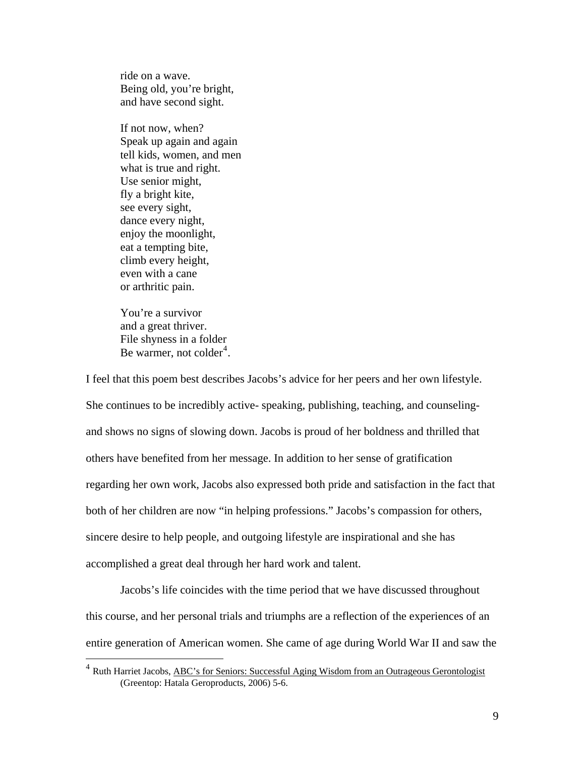ride on a wave.
Being old, you're bright,
and have second sight.

If not now, when?
Speak up again and again
tell kids, women, and men
what is true and right.
Use senior might,
fly a bright kite,
see every sight,
dance every night,
enjoy the moonlight,
eat a tempting bite,
climb every height,
even with a cane
or arthritic pain.

You're a survivor
and a great thriver.
File shyness in a folder
Be warmer, not colder[4].

I feel that this poem best describes Jacobs's advice for her peers and her own lifestyle. She continues to be incredibly active- speaking, publishing, teaching, and counseling- and shows no signs of slowing down. Jacobs is proud of her boldness and thrilled that others have benefited from her message. In addition to her sense of gratification regarding her own work, Jacobs also expressed both pride and satisfaction in the fact that both of her children are now "in helping professions." Jacobs's compassion for others, sincere desire to help people, and outgoing lifestyle are inspirational and she has accomplished a great deal through her hard work and talent.

Jacobs's life coincides with the time period that we have discussed throughout this course, and her personal trials and triumphs are a reflection of the experiences of an entire generation of American women. She came of age during World War II and saw the

---

[4] Ruth Harriet Jacobs, ABC's for Seniors: Successful Aging Wisdom from an Outrageous Gerontologist (Greentop: Hatala Geroproducts, 2006) 5-6.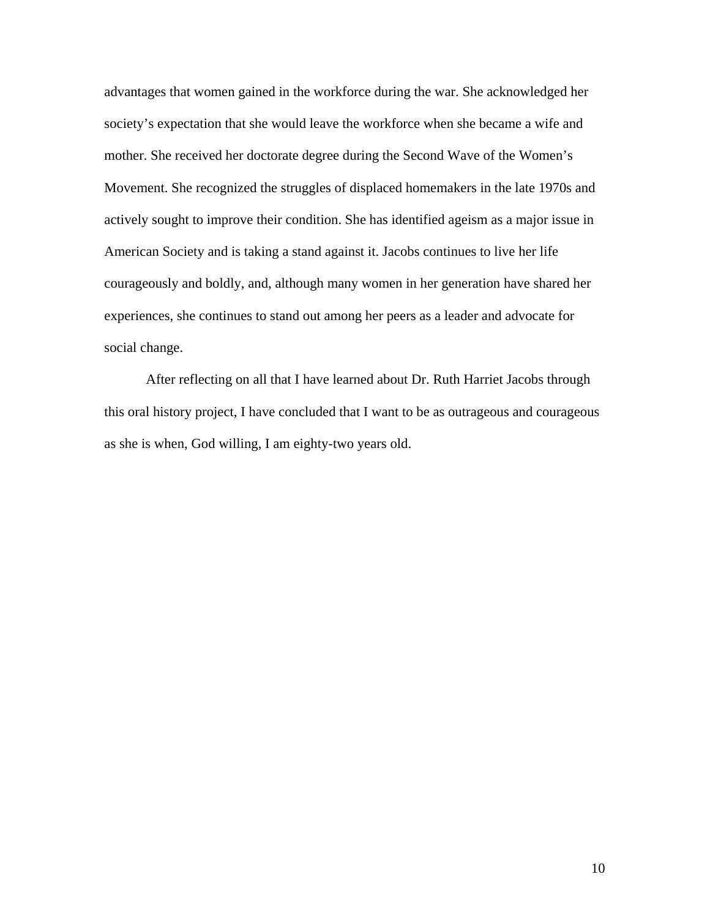advantages that women gained in the workforce during the war. She acknowledged her society's expectation that she would leave the workforce when she became a wife and mother. She received her doctorate degree during the Second Wave of the Women's Movement. She recognized the struggles of displaced homemakers in the late 1970s and actively sought to improve their condition. She has identified ageism as a major issue in American Society and is taking a stand against it. Jacobs continues to live her life courageously and boldly, and, although many women in her generation have shared her experiences, she continues to stand out among her peers as a leader and advocate for social change.

After reflecting on all that I have learned about Dr. Ruth Harriet Jacobs through this oral history project, I have concluded that I want to be as outrageous and courageous as she is when, God willing, I am eighty-two years old.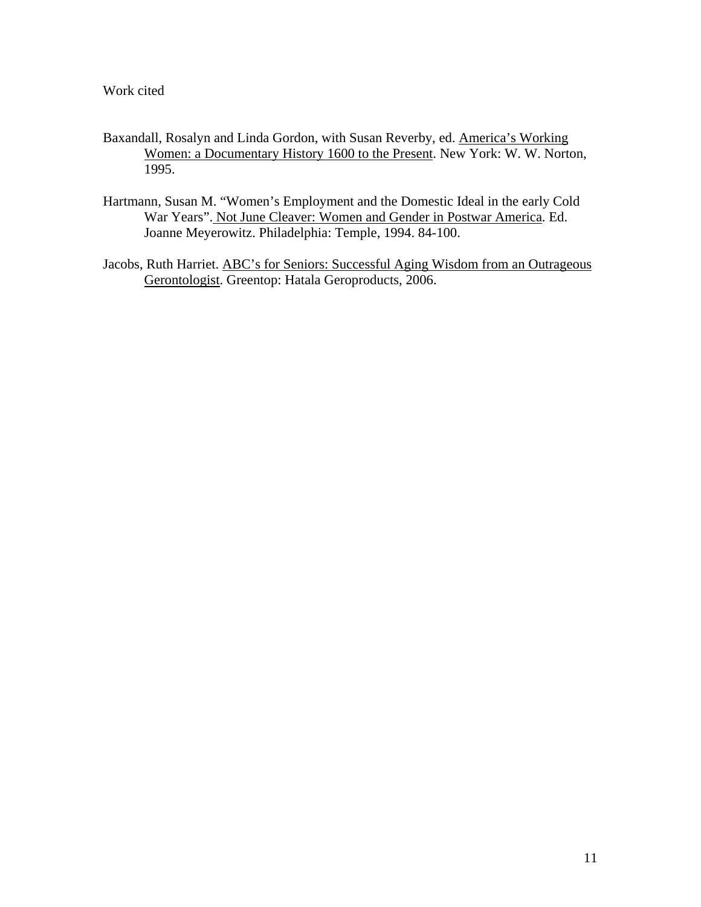Work cited

Baxandall, Rosalyn and Linda Gordon, with Susan Reverby, ed. America's Working Women: a Documentary History 1600 to the Present. New York: W. W. Norton, 1995.

Hartmann, Susan M. "Women's Employment and the Domestic Ideal in the early Cold War Years". Not June Cleaver: Women and Gender in Postwar America. Ed. Joanne Meyerowitz. Philadelphia: Temple, 1994. 84-100.

Jacobs, Ruth Harriet. ABC's for Seniors: Successful Aging Wisdom from an Outrageous Gerontologist. Greentop: Hatala Geroproducts, 2006.